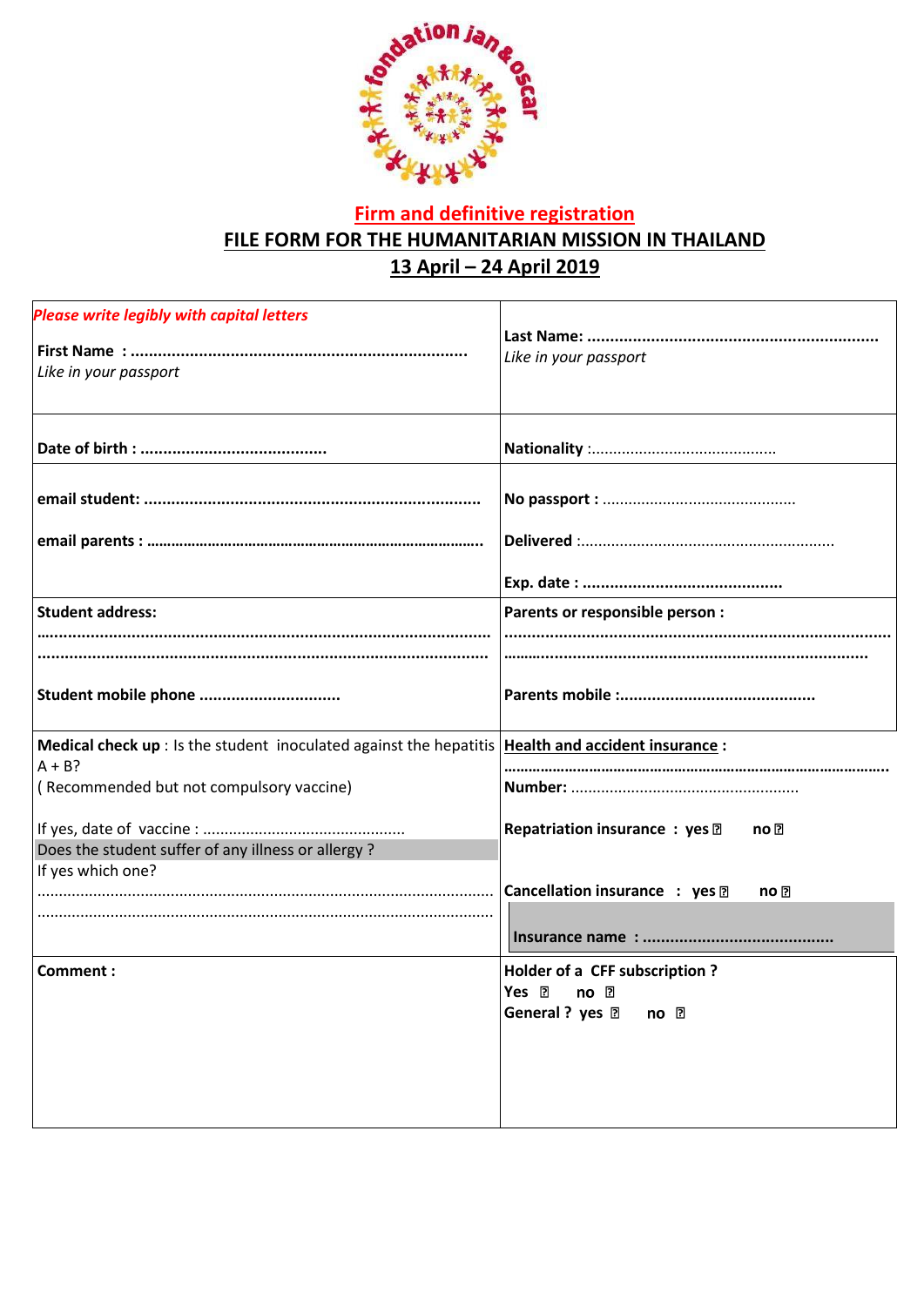## Firm and definitive registration

## FILE FORM FOR THE HUMANITARIAN MISSION IN THAILAND

## 13 April – 24 April 2019

| | |
|---|---|
| *Please write legibly with capital letters*<br>**First Name :** ........................................................................<br>*Like in your passport* | **Last Name:** ...............................................................<br>*Like in your passport* |
| **Date of birth :** ........................................ | **Nationality** :.......................................... |
| **email student:** ........................................................................<br>**email parents :** ................................................................................ | **No passport :** ............................................<br>**Delivered** :.........................................................<br>**Exp. date :** ........................................... |
| **Student address:**<br>................................................................................................<br>................................................................................................<br>**Student mobile phone** .............................. | **Parents or responsible person :**<br>...................................................................................<br>............................................................................<br>**Parents mobile :**.......................................... |
| **Medical check up** : Is the student inoculated against the hepatitis A + B?<br>( Recommended but not compulsory vaccine)<br>If yes, date of vaccine : .............................................<br>Does the student suffer of any illness or allergy ?<br>If yes which one?<br>......................................................................................................<br>...................................................................................................... | **Health and accident insurance :**<br>...........................................................................................<br>**Number:** ....................................................<br>**Repatriation insurance : yes** ☐ **no** ☐<br>**Cancellation insurance : yes** ☐ **no** ☐<br>**Insurance name :** ......................................... |
| **Comment :** | **Holder of a CFF subscription ?**<br>**Yes** ☐ **no** ☐<br>**General ? yes** ☐ **no** ☐ |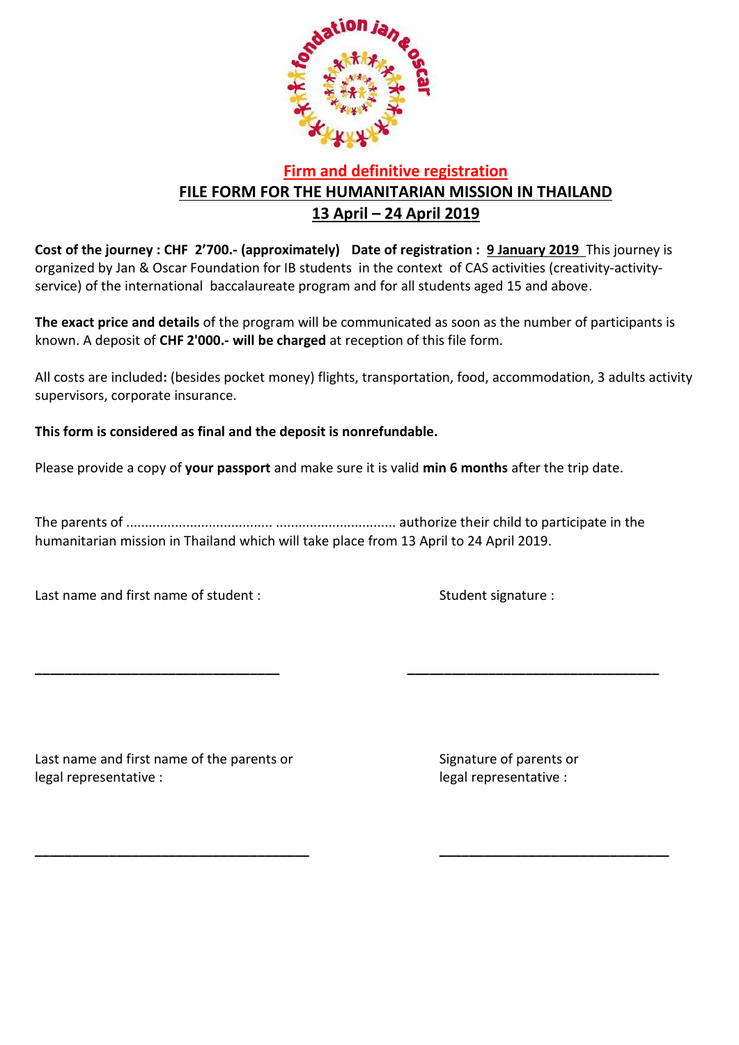**Firm and definitive registration**

## FILE FORM FOR THE HUMANITARIAN MISSION IN THAILAND

## 13 April – 24 April 2019

**Cost of the journey : CHF 2'700.- (approximately) Date of registration : 9 January 2019** This journey is organized by Jan & Oscar Foundation for IB students in the context of CAS activities (creativity-activity-service) of the international baccalaureate program and for all students aged 15 and above.

**The exact price and details** of the program will be communicated as soon as the number of participants is known. A deposit of **CHF 2'000.- will be charged** at reception of this file form.

All costs are included**:** (besides pocket money) flights, transportation, food, accommodation, 3 adults activity supervisors, corporate insurance.

**This form is considered as final and the deposit is nonrefundable.**

Please provide a copy of **your passport** and make sure it is valid **min 6 months** after the trip date.

The parents of ...................................... ............................... authorize their child to participate in the humanitarian mission in Thailand which will take place from 13 April to 24 April 2019.

Last name and first name of student :

_________________________________

Student signature :

_________________________________

Last name and first name of the parents or legal representative :

_________________________________

Signature of parents or legal representative :

_________________________________